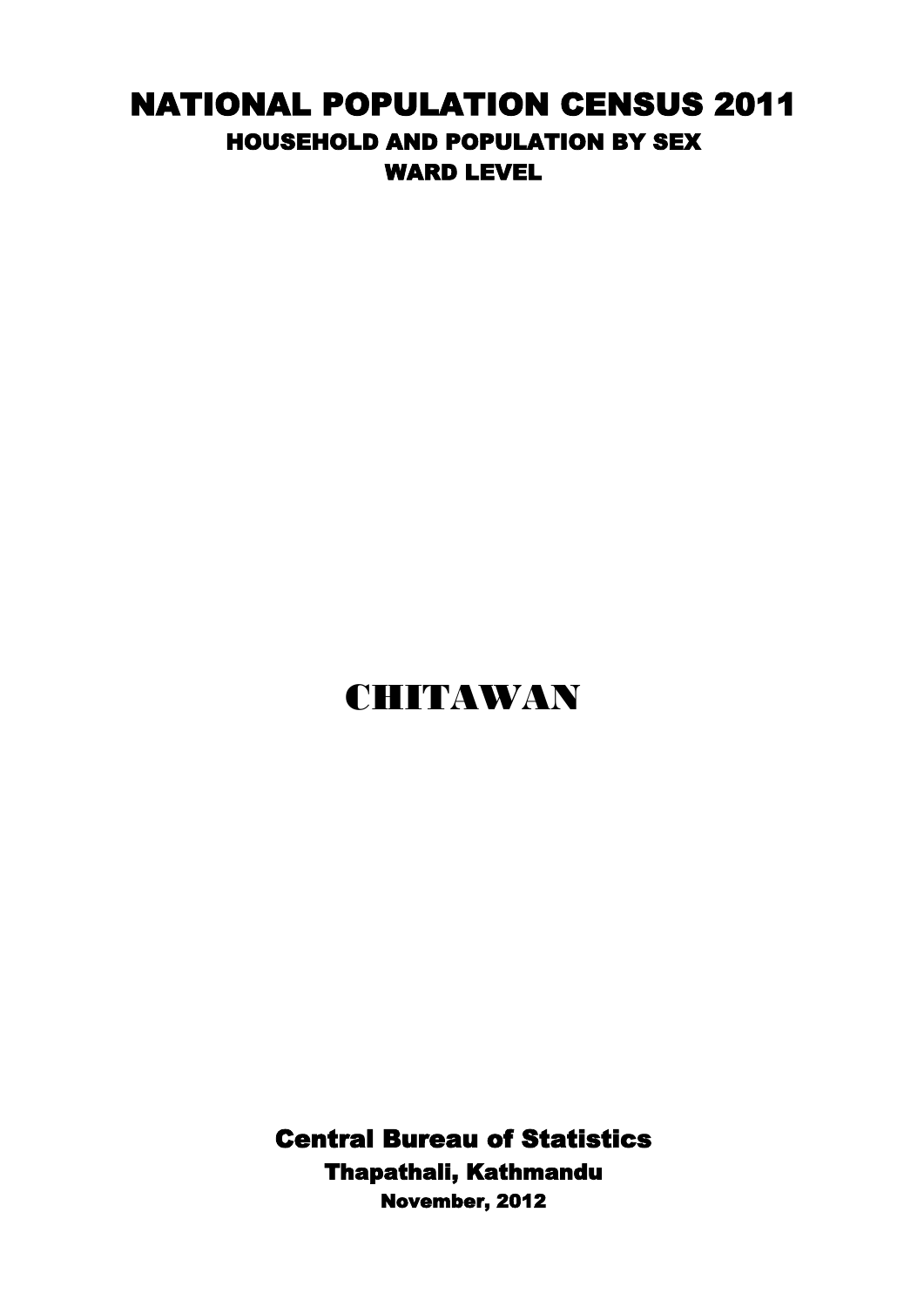# NATIONAL POPULATION CENSUS 2011

## HOUSEHOLD AND POPULATION BY SEX

## WARD LEVEL

# CHITAWAN

**Central Bureau of Statistics**

**Thapathali, Kathmandu**

**November, 2012**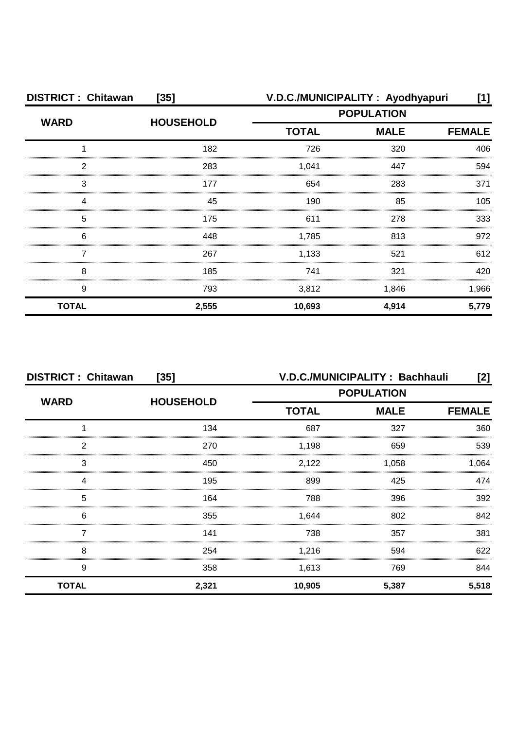**DISTRICT : Chitawan [35]** **V.D.C./MUNICIPALITY : Ayodhyapuri [1]**

| WARD | HOUSEHOLD | POPULATION | | |
|---|---|---|---|---|
| | | TOTAL | MALE | FEMALE |
| 1 | 182 | 726 | 320 | 406 |
| 2 | 283 | 1,041 | 447 | 594 |
| 3 | 177 | 654 | 283 | 371 |
| 4 | 45 | 190 | 85 | 105 |
| 5 | 175 | 611 | 278 | 333 |
| 6 | 448 | 1,785 | 813 | 972 |
| 7 | 267 | 1,133 | 521 | 612 |
| 8 | 185 | 741 | 321 | 420 |
| 9 | 793 | 3,812 | 1,846 | 1,966 |
| **TOTAL** | **2,555** | **10,693** | **4,914** | **5,779** |

**DISTRICT : Chitawan [35]** **V.D.C./MUNICIPALITY : Bachhauli [2]**

| WARD | HOUSEHOLD | POPULATION | | |
|---|---|---|---|---|
| | | TOTAL | MALE | FEMALE |
| 1 | 134 | 687 | 327 | 360 |
| 2 | 270 | 1,198 | 659 | 539 |
| 3 | 450 | 2,122 | 1,058 | 1,064 |
| 4 | 195 | 899 | 425 | 474 |
| 5 | 164 | 788 | 396 | 392 |
| 6 | 355 | 1,644 | 802 | 842 |
| 7 | 141 | 738 | 357 | 381 |
| 8 | 254 | 1,216 | 594 | 622 |
| 9 | 358 | 1,613 | 769 | 844 |
| **TOTAL** | **2,321** | **10,905** | **5,387** | **5,518** |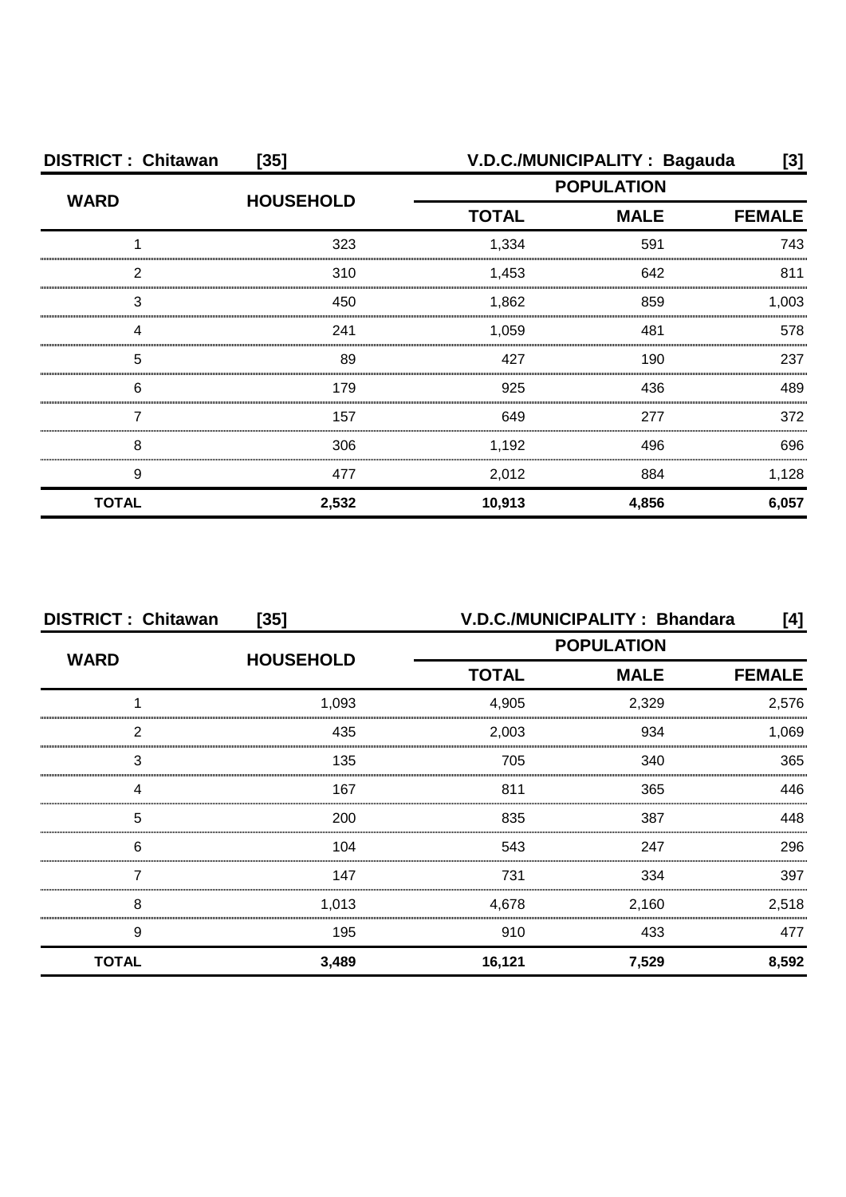**DISTRICT : Chitawan [35]** **V.D.C./MUNICIPALITY : Bagauda [3]**

| WARD | HOUSEHOLD | POPULATION | | |
|---|---|---|---|---|
| | | TOTAL | MALE | FEMALE |
| 1 | 323 | 1,334 | 591 | 743 |
| 2 | 310 | 1,453 | 642 | 811 |
| 3 | 450 | 1,862 | 859 | 1,003 |
| 4 | 241 | 1,059 | 481 | 578 |
| 5 | 89 | 427 | 190 | 237 |
| 6 | 179 | 925 | 436 | 489 |
| 7 | 157 | 649 | 277 | 372 |
| 8 | 306 | 1,192 | 496 | 696 |
| 9 | 477 | 2,012 | 884 | 1,128 |
| **TOTAL** | **2,532** | **10,913** | **4,856** | **6,057** |

**DISTRICT : Chitawan [35]** **V.D.C./MUNICIPALITY : Bhandara [4]**

| WARD | HOUSEHOLD | POPULATION | | |
|---|---|---|---|---|
| | | TOTAL | MALE | FEMALE |
| 1 | 1,093 | 4,905 | 2,329 | 2,576 |
| 2 | 435 | 2,003 | 934 | 1,069 |
| 3 | 135 | 705 | 340 | 365 |
| 4 | 167 | 811 | 365 | 446 |
| 5 | 200 | 835 | 387 | 448 |
| 6 | 104 | 543 | 247 | 296 |
| 7 | 147 | 731 | 334 | 397 |
| 8 | 1,013 | 4,678 | 2,160 | 2,518 |
| 9 | 195 | 910 | 433 | 477 |
| **TOTAL** | **3,489** | **16,121** | **7,529** | **8,592** |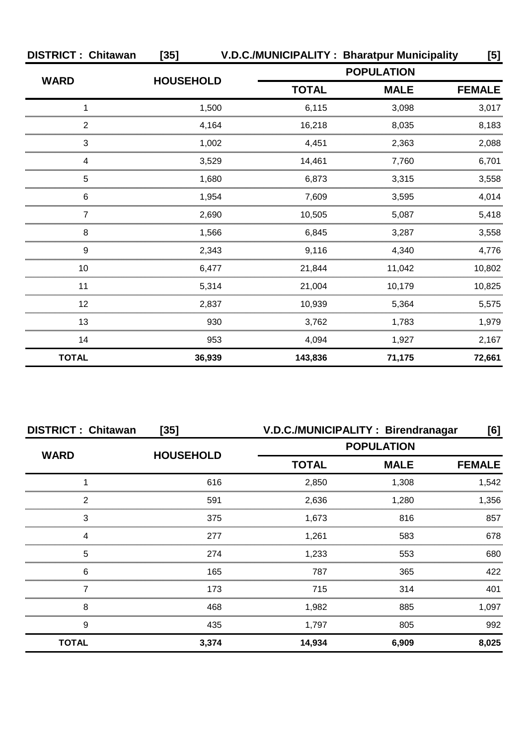**DISTRICT : Chitawan [35] V.D.C./MUNICIPALITY : Bharatpur Municipality [5]**

| WARD | HOUSEHOLD | POPULATION | | |
|---|---|---|---|---|
| | | TOTAL | MALE | FEMALE |
| 1 | 1,500 | 6,115 | 3,098 | 3,017 |
| 2 | 4,164 | 16,218 | 8,035 | 8,183 |
| 3 | 1,002 | 4,451 | 2,363 | 2,088 |
| 4 | 3,529 | 14,461 | 7,760 | 6,701 |
| 5 | 1,680 | 6,873 | 3,315 | 3,558 |
| 6 | 1,954 | 7,609 | 3,595 | 4,014 |
| 7 | 2,690 | 10,505 | 5,087 | 5,418 |
| 8 | 1,566 | 6,845 | 3,287 | 3,558 |
| 9 | 2,343 | 9,116 | 4,340 | 4,776 |
| 10 | 6,477 | 21,844 | 11,042 | 10,802 |
| 11 | 5,314 | 21,004 | 10,179 | 10,825 |
| 12 | 2,837 | 10,939 | 5,364 | 5,575 |
| 13 | 930 | 3,762 | 1,783 | 1,979 |
| 14 | 953 | 4,094 | 1,927 | 2,167 |
| **TOTAL** | **36,939** | **143,836** | **71,175** | **72,661** |

**DISTRICT : Chitawan [35] V.D.C./MUNICIPALITY : Birendranagar [6]**

| WARD | HOUSEHOLD | POPULATION | | |
|---|---|---|---|---|
| | | TOTAL | MALE | FEMALE |
| 1 | 616 | 2,850 | 1,308 | 1,542 |
| 2 | 591 | 2,636 | 1,280 | 1,356 |
| 3 | 375 | 1,673 | 816 | 857 |
| 4 | 277 | 1,261 | 583 | 678 |
| 5 | 274 | 1,233 | 553 | 680 |
| 6 | 165 | 787 | 365 | 422 |
| 7 | 173 | 715 | 314 | 401 |
| 8 | 468 | 1,982 | 885 | 1,097 |
| 9 | 435 | 1,797 | 805 | 992 |
| **TOTAL** | **3,374** | **14,934** | **6,909** | **8,025** |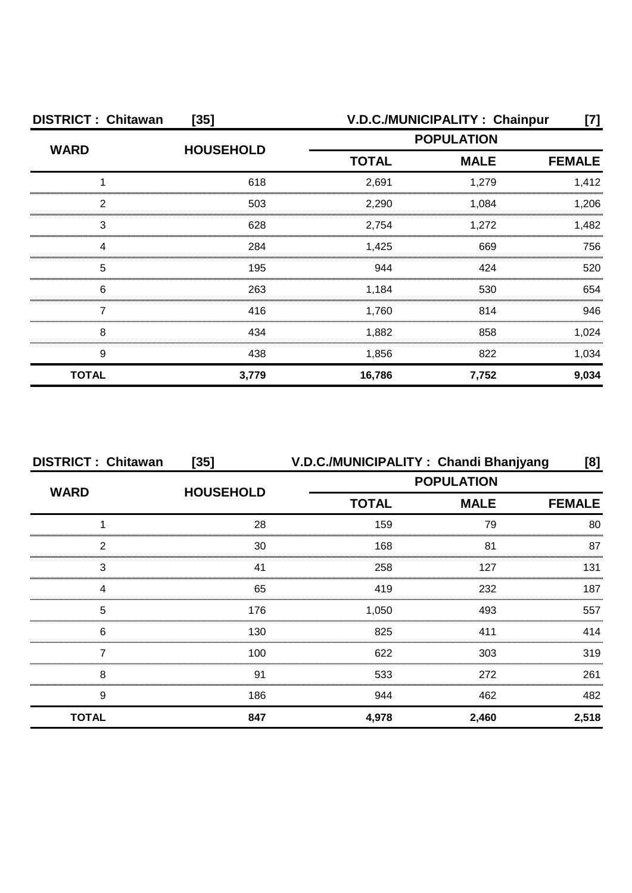**DISTRICT : Chitawan [35]** **V.D.C./MUNICIPALITY : Chainpur [7]**

| WARD | HOUSEHOLD | POPULATION | | |
|---|---|---|---|---|
| | | TOTAL | MALE | FEMALE |
| 1 | 618 | 2,691 | 1,279 | 1,412 |
| 2 | 503 | 2,290 | 1,084 | 1,206 |
| 3 | 628 | 2,754 | 1,272 | 1,482 |
| 4 | 284 | 1,425 | 669 | 756 |
| 5 | 195 | 944 | 424 | 520 |
| 6 | 263 | 1,184 | 530 | 654 |
| 7 | 416 | 1,760 | 814 | 946 |
| 8 | 434 | 1,882 | 858 | 1,024 |
| 9 | 438 | 1,856 | 822 | 1,034 |
| **TOTAL** | **3,779** | **16,786** | **7,752** | **9,034** |

**DISTRICT : Chitawan [35]** **V.D.C./MUNICIPALITY : Chandi Bhanjyang [8]**

| WARD | HOUSEHOLD | POPULATION | | |
|---|---|---|---|---|
| | | TOTAL | MALE | FEMALE |
| 1 | 28 | 159 | 79 | 80 |
| 2 | 30 | 168 | 81 | 87 |
| 3 | 41 | 258 | 127 | 131 |
| 4 | 65 | 419 | 232 | 187 |
| 5 | 176 | 1,050 | 493 | 557 |
| 6 | 130 | 825 | 411 | 414 |
| 7 | 100 | 622 | 303 | 319 |
| 8 | 91 | 533 | 272 | 261 |
| 9 | 186 | 944 | 462 | 482 |
| **TOTAL** | **847** | **4,978** | **2,460** | **2,518** |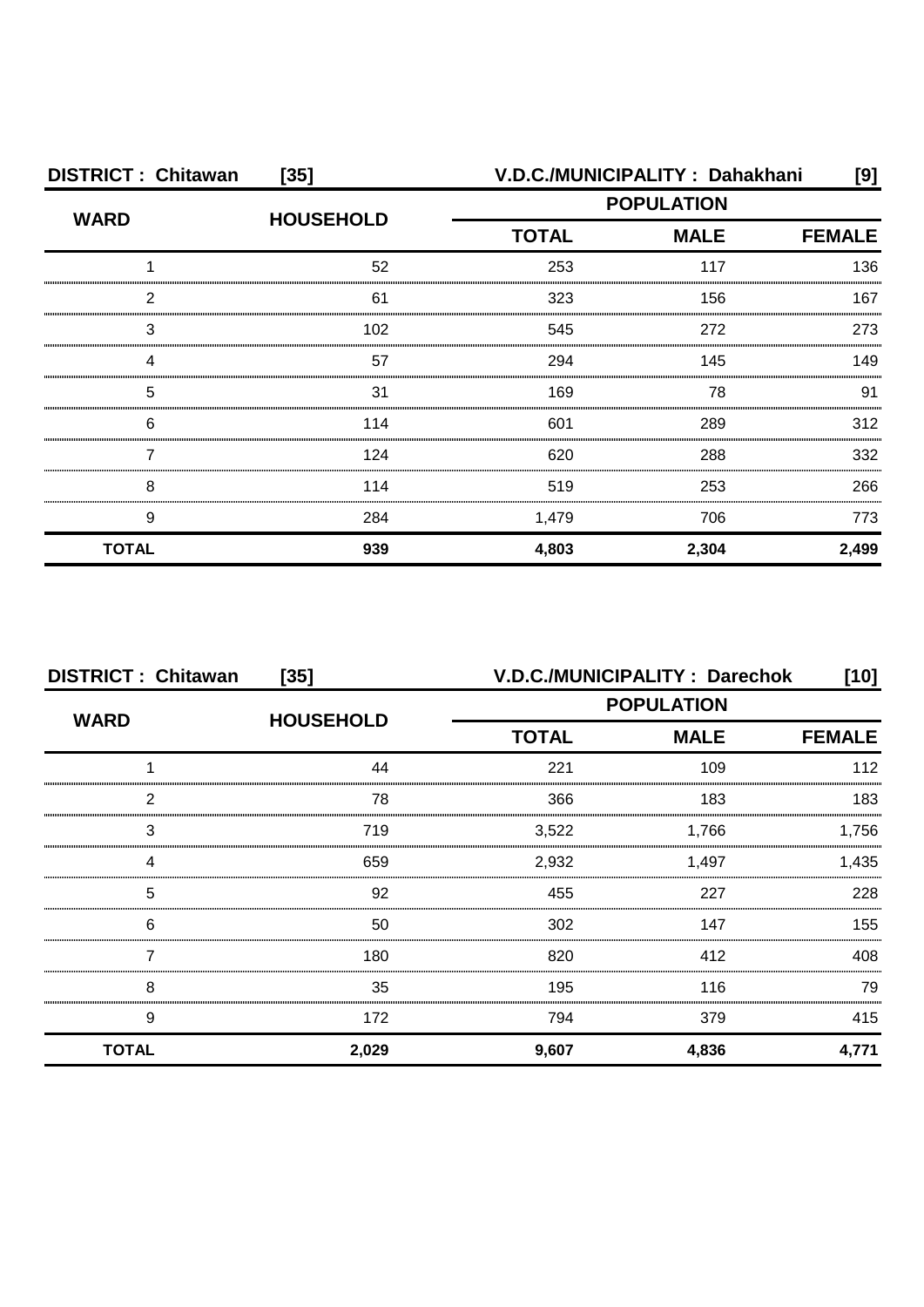**DISTRICT : Chitawan [35] V.D.C./MUNICIPALITY : Dahakhani [9]**

| WARD | HOUSEHOLD | POPULATION | | |
|---|---|---|---|---|
| | | TOTAL | MALE | FEMALE |
| 1 | 52 | 253 | 117 | 136 |
| 2 | 61 | 323 | 156 | 167 |
| 3 | 102 | 545 | 272 | 273 |
| 4 | 57 | 294 | 145 | 149 |
| 5 | 31 | 169 | 78 | 91 |
| 6 | 114 | 601 | 289 | 312 |
| 7 | 124 | 620 | 288 | 332 |
| 8 | 114 | 519 | 253 | 266 |
| 9 | 284 | 1,479 | 706 | 773 |
| **TOTAL** | **939** | **4,803** | **2,304** | **2,499** |

**DISTRICT : Chitawan [35] V.D.C./MUNICIPALITY : Darechok [10]**

| WARD | HOUSEHOLD | POPULATION | | |
|---|---|---|---|---|
| | | TOTAL | MALE | FEMALE |
| 1 | 44 | 221 | 109 | 112 |
| 2 | 78 | 366 | 183 | 183 |
| 3 | 719 | 3,522 | 1,766 | 1,756 |
| 4 | 659 | 2,932 | 1,497 | 1,435 |
| 5 | 92 | 455 | 227 | 228 |
| 6 | 50 | 302 | 147 | 155 |
| 7 | 180 | 820 | 412 | 408 |
| 8 | 35 | 195 | 116 | 79 |
| 9 | 172 | 794 | 379 | 415 |
| **TOTAL** | **2,029** | **9,607** | **4,836** | **4,771** |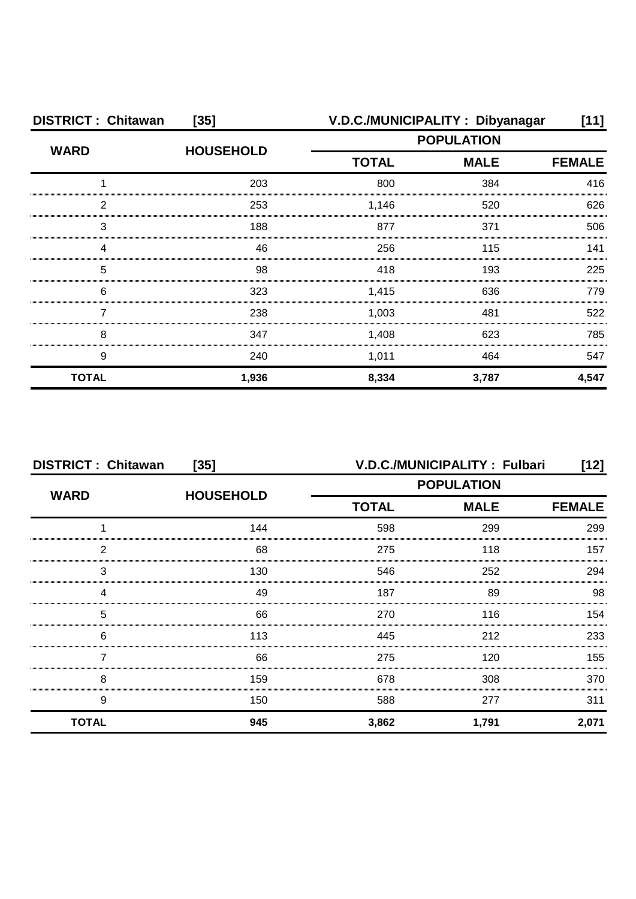**DISTRICT : Chitawan [35] V.D.C./MUNICIPALITY : Dibyanagar [11]**

| WARD | HOUSEHOLD | POPULATION | | |
|---|---|---|---|---|
| | | TOTAL | MALE | FEMALE |
| 1 | 203 | 800 | 384 | 416 |
| 2 | 253 | 1,146 | 520 | 626 |
| 3 | 188 | 877 | 371 | 506 |
| 4 | 46 | 256 | 115 | 141 |
| 5 | 98 | 418 | 193 | 225 |
| 6 | 323 | 1,415 | 636 | 779 |
| 7 | 238 | 1,003 | 481 | 522 |
| 8 | 347 | 1,408 | 623 | 785 |
| 9 | 240 | 1,011 | 464 | 547 |
| **TOTAL** | **1,936** | **8,334** | **3,787** | **4,547** |

**DISTRICT : Chitawan [35] V.D.C./MUNICIPALITY : Fulbari [12]**

| WARD | HOUSEHOLD | POPULATION | | |
|---|---|---|---|---|
| | | TOTAL | MALE | FEMALE |
| 1 | 144 | 598 | 299 | 299 |
| 2 | 68 | 275 | 118 | 157 |
| 3 | 130 | 546 | 252 | 294 |
| 4 | 49 | 187 | 89 | 98 |
| 5 | 66 | 270 | 116 | 154 |
| 6 | 113 | 445 | 212 | 233 |
| 7 | 66 | 275 | 120 | 155 |
| 8 | 159 | 678 | 308 | 370 |
| 9 | 150 | 588 | 277 | 311 |
| **TOTAL** | **945** | **3,862** | **1,791** | **2,071** |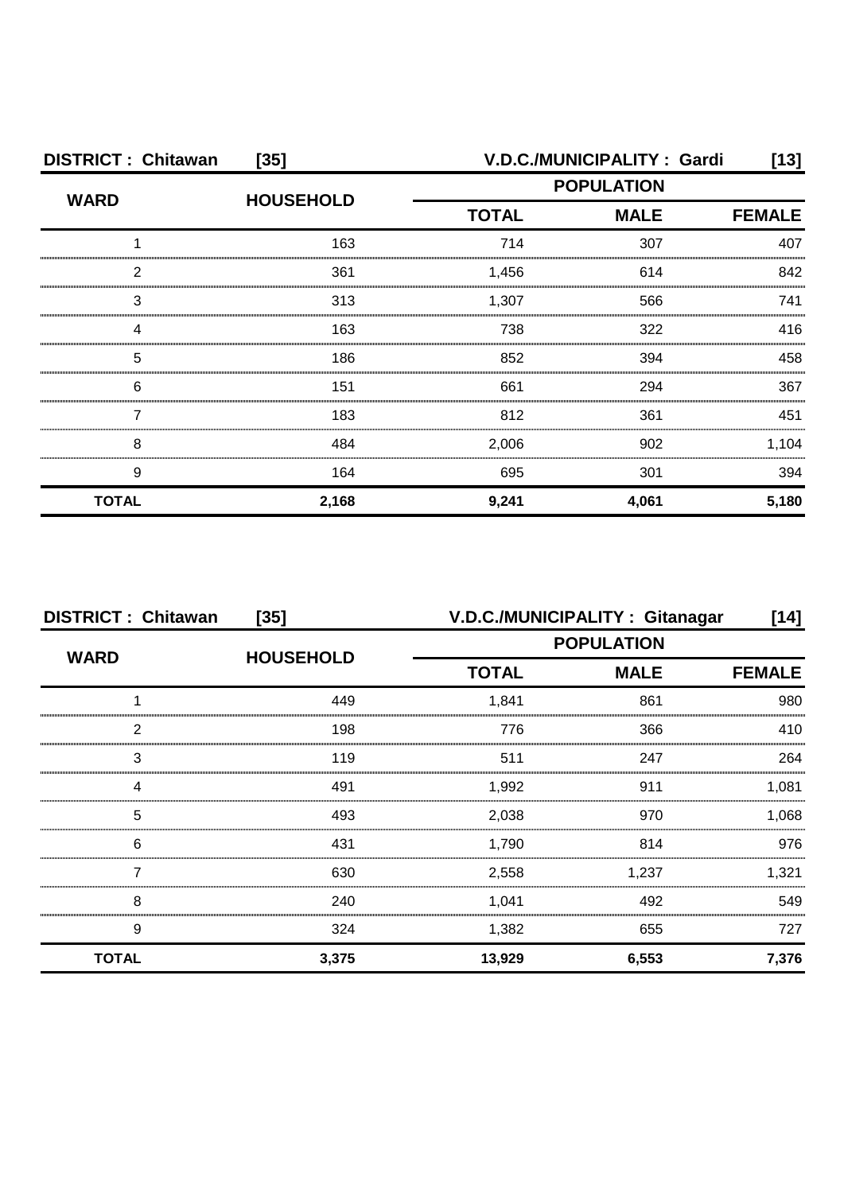**DISTRICT : Chitawan [35]** **V.D.C./MUNICIPALITY : Gardi [13]**

| WARD | HOUSEHOLD | POPULATION | | |
|---|---|---|---|---|
| | | TOTAL | MALE | FEMALE |
| 1 | 163 | 714 | 307 | 407 |
| 2 | 361 | 1,456 | 614 | 842 |
| 3 | 313 | 1,307 | 566 | 741 |
| 4 | 163 | 738 | 322 | 416 |
| 5 | 186 | 852 | 394 | 458 |
| 6 | 151 | 661 | 294 | 367 |
| 7 | 183 | 812 | 361 | 451 |
| 8 | 484 | 2,006 | 902 | 1,104 |
| 9 | 164 | 695 | 301 | 394 |
| **TOTAL** | **2,168** | **9,241** | **4,061** | **5,180** |

**DISTRICT : Chitawan [35]** **V.D.C./MUNICIPALITY : Gitanagar [14]**

| WARD | HOUSEHOLD | POPULATION | | |
|---|---|---|---|---|
| | | TOTAL | MALE | FEMALE |
| 1 | 449 | 1,841 | 861 | 980 |
| 2 | 198 | 776 | 366 | 410 |
| 3 | 119 | 511 | 247 | 264 |
| 4 | 491 | 1,992 | 911 | 1,081 |
| 5 | 493 | 2,038 | 970 | 1,068 |
| 6 | 431 | 1,790 | 814 | 976 |
| 7 | 630 | 2,558 | 1,237 | 1,321 |
| 8 | 240 | 1,041 | 492 | 549 |
| 9 | 324 | 1,382 | 655 | 727 |
| **TOTAL** | **3,375** | **13,929** | **6,553** | **7,376** |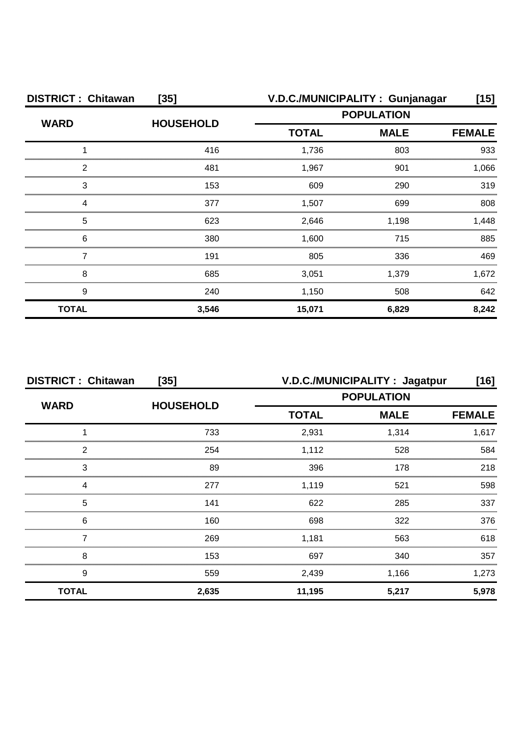**DISTRICT : Chitawan [35] V.D.C./MUNICIPALITY : Gunjanagar [15]**

| WARD | HOUSEHOLD | POPULATION | | |
|---|---|---|---|---|
| | | TOTAL | MALE | FEMALE |
| 1 | 416 | 1,736 | 803 | 933 |
| 2 | 481 | 1,967 | 901 | 1,066 |
| 3 | 153 | 609 | 290 | 319 |
| 4 | 377 | 1,507 | 699 | 808 |
| 5 | 623 | 2,646 | 1,198 | 1,448 |
| 6 | 380 | 1,600 | 715 | 885 |
| 7 | 191 | 805 | 336 | 469 |
| 8 | 685 | 3,051 | 1,379 | 1,672 |
| 9 | 240 | 1,150 | 508 | 642 |
| **TOTAL** | **3,546** | **15,071** | **6,829** | **8,242** |

**DISTRICT : Chitawan [35] V.D.C./MUNICIPALITY : Jagatpur [16]**

| WARD | HOUSEHOLD | POPULATION | | |
|---|---|---|---|---|
| | | TOTAL | MALE | FEMALE |
| 1 | 733 | 2,931 | 1,314 | 1,617 |
| 2 | 254 | 1,112 | 528 | 584 |
| 3 | 89 | 396 | 178 | 218 |
| 4 | 277 | 1,119 | 521 | 598 |
| 5 | 141 | 622 | 285 | 337 |
| 6 | 160 | 698 | 322 | 376 |
| 7 | 269 | 1,181 | 563 | 618 |
| 8 | 153 | 697 | 340 | 357 |
| 9 | 559 | 2,439 | 1,166 | 1,273 |
| **TOTAL** | **2,635** | **11,195** | **5,217** | **5,978** |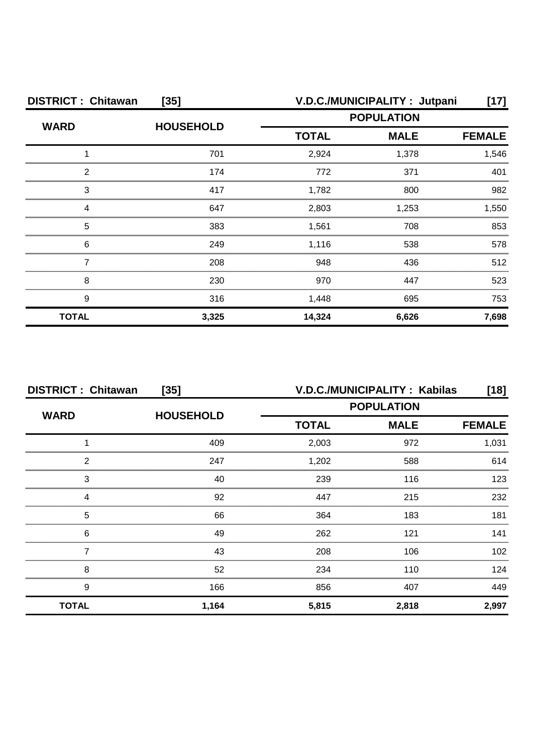**DISTRICT : Chitawan [35]** **V.D.C./MUNICIPALITY : Jutpani [17]**

| WARD | HOUSEHOLD | POPULATION | | |
|---|---|---|---|---|
| | | TOTAL | MALE | FEMALE |
| 1 | 701 | 2,924 | 1,378 | 1,546 |
| 2 | 174 | 772 | 371 | 401 |
| 3 | 417 | 1,782 | 800 | 982 |
| 4 | 647 | 2,803 | 1,253 | 1,550 |
| 5 | 383 | 1,561 | 708 | 853 |
| 6 | 249 | 1,116 | 538 | 578 |
| 7 | 208 | 948 | 436 | 512 |
| 8 | 230 | 970 | 447 | 523 |
| 9 | 316 | 1,448 | 695 | 753 |
| **TOTAL** | **3,325** | **14,324** | **6,626** | **7,698** |

**DISTRICT : Chitawan [35]** **V.D.C./MUNICIPALITY : Kabilas [18]**

| WARD | HOUSEHOLD | POPULATION | | |
|---|---|---|---|---|
| | | TOTAL | MALE | FEMALE |
| 1 | 409 | 2,003 | 972 | 1,031 |
| 2 | 247 | 1,202 | 588 | 614 |
| 3 | 40 | 239 | 116 | 123 |
| 4 | 92 | 447 | 215 | 232 |
| 5 | 66 | 364 | 183 | 181 |
| 6 | 49 | 262 | 121 | 141 |
| 7 | 43 | 208 | 106 | 102 |
| 8 | 52 | 234 | 110 | 124 |
| 9 | 166 | 856 | 407 | 449 |
| **TOTAL** | **1,164** | **5,815** | **2,818** | **2,997** |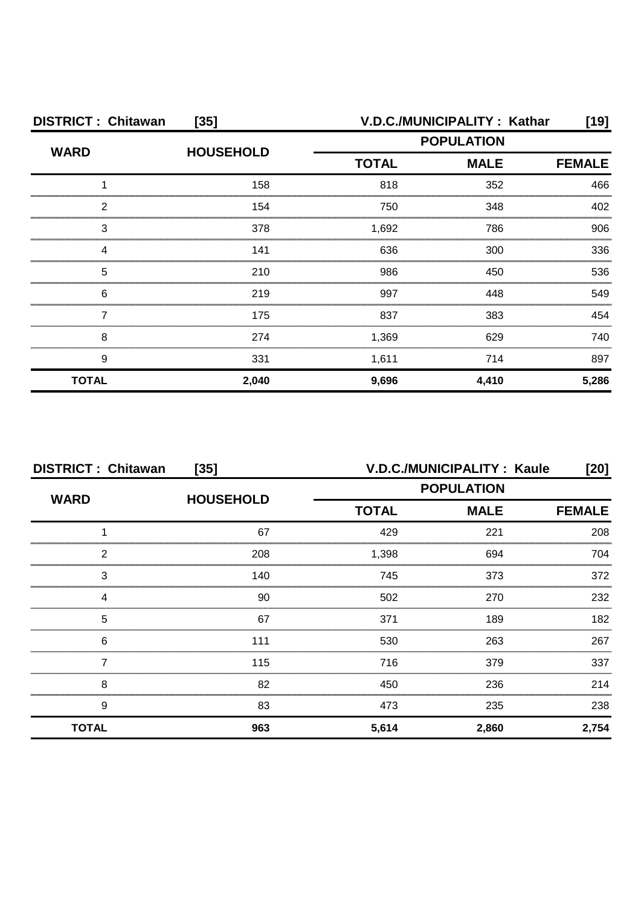**DISTRICT : Chitawan [35]** **V.D.C./MUNICIPALITY : Kathar [19]**

| WARD | HOUSEHOLD | POPULATION | | |
|---|---|---|---|---|
| | | TOTAL | MALE | FEMALE |
| 1 | 158 | 818 | 352 | 466 |
| 2 | 154 | 750 | 348 | 402 |
| 3 | 378 | 1,692 | 786 | 906 |
| 4 | 141 | 636 | 300 | 336 |
| 5 | 210 | 986 | 450 | 536 |
| 6 | 219 | 997 | 448 | 549 |
| 7 | 175 | 837 | 383 | 454 |
| 8 | 274 | 1,369 | 629 | 740 |
| 9 | 331 | 1,611 | 714 | 897 |
| **TOTAL** | **2,040** | **9,696** | **4,410** | **5,286** |

**DISTRICT : Chitawan [35]** **V.D.C./MUNICIPALITY : Kaule [20]**

| WARD | HOUSEHOLD | POPULATION | | |
|---|---|---|---|---|
| | | TOTAL | MALE | FEMALE |
| 1 | 67 | 429 | 221 | 208 |
| 2 | 208 | 1,398 | 694 | 704 |
| 3 | 140 | 745 | 373 | 372 |
| 4 | 90 | 502 | 270 | 232 |
| 5 | 67 | 371 | 189 | 182 |
| 6 | 111 | 530 | 263 | 267 |
| 7 | 115 | 716 | 379 | 337 |
| 8 | 82 | 450 | 236 | 214 |
| 9 | 83 | 473 | 235 | 238 |
| **TOTAL** | **963** | **5,614** | **2,860** | **2,754** |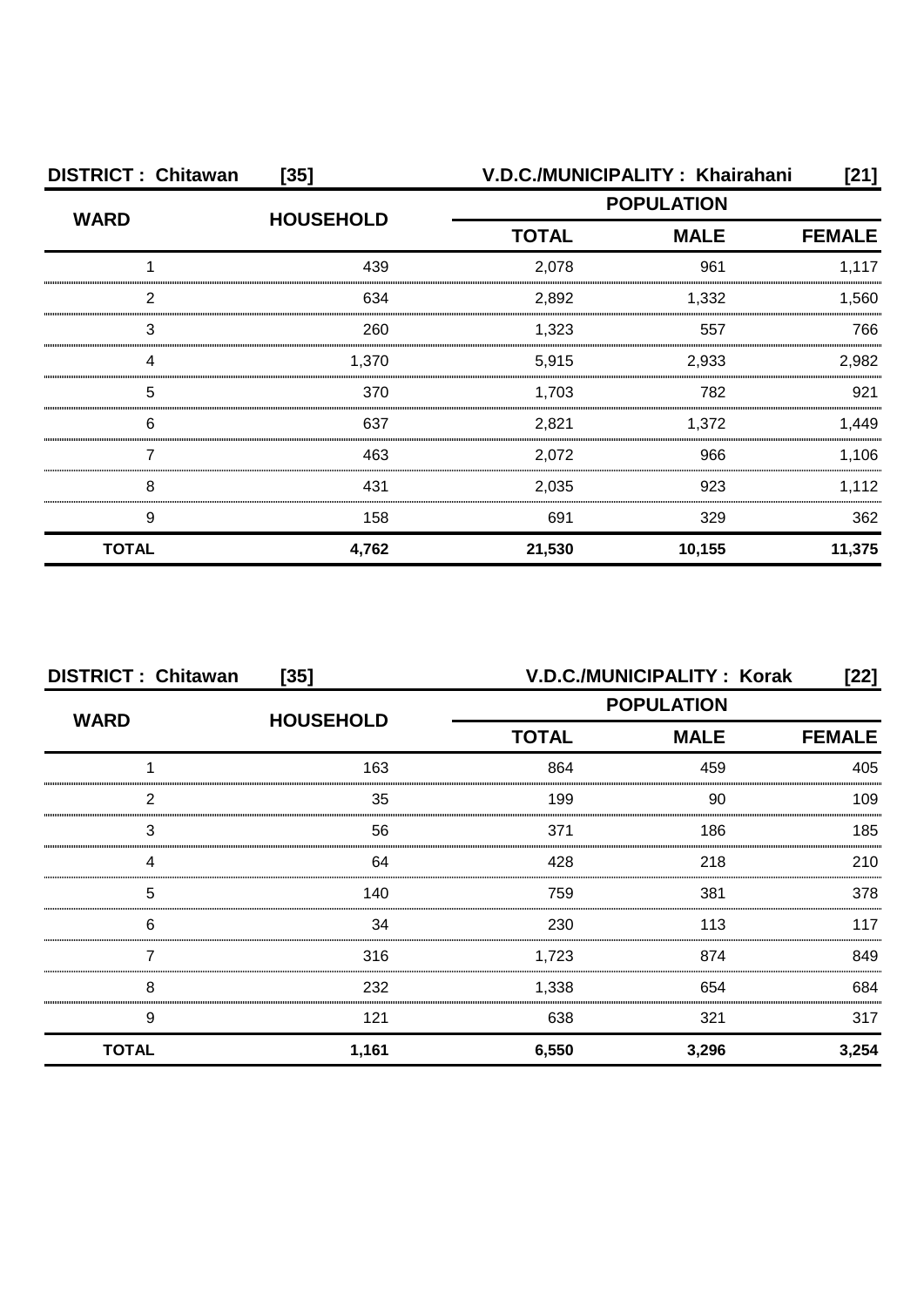**DISTRICT : Chitawan [35]** **V.D.C./MUNICIPALITY : Khairahani [21]**

| WARD | HOUSEHOLD | POPULATION | | |
|---|---|---|---|---|
| | | TOTAL | MALE | FEMALE |
| 1 | 439 | 2,078 | 961 | 1,117 |
| 2 | 634 | 2,892 | 1,332 | 1,560 |
| 3 | 260 | 1,323 | 557 | 766 |
| 4 | 1,370 | 5,915 | 2,933 | 2,982 |
| 5 | 370 | 1,703 | 782 | 921 |
| 6 | 637 | 2,821 | 1,372 | 1,449 |
| 7 | 463 | 2,072 | 966 | 1,106 |
| 8 | 431 | 2,035 | 923 | 1,112 |
| 9 | 158 | 691 | 329 | 362 |
| **TOTAL** | **4,762** | **21,530** | **10,155** | **11,375** |

**DISTRICT : Chitawan [35]** **V.D.C./MUNICIPALITY : Korak [22]**

| WARD | HOUSEHOLD | POPULATION | | |
|---|---|---|---|---|
| | | TOTAL | MALE | FEMALE |
| 1 | 163 | 864 | 459 | 405 |
| 2 | 35 | 199 | 90 | 109 |
| 3 | 56 | 371 | 186 | 185 |
| 4 | 64 | 428 | 218 | 210 |
| 5 | 140 | 759 | 381 | 378 |
| 6 | 34 | 230 | 113 | 117 |
| 7 | 316 | 1,723 | 874 | 849 |
| 8 | 232 | 1,338 | 654 | 684 |
| 9 | 121 | 638 | 321 | 317 |
| **TOTAL** | **1,161** | **6,550** | **3,296** | **3,254** |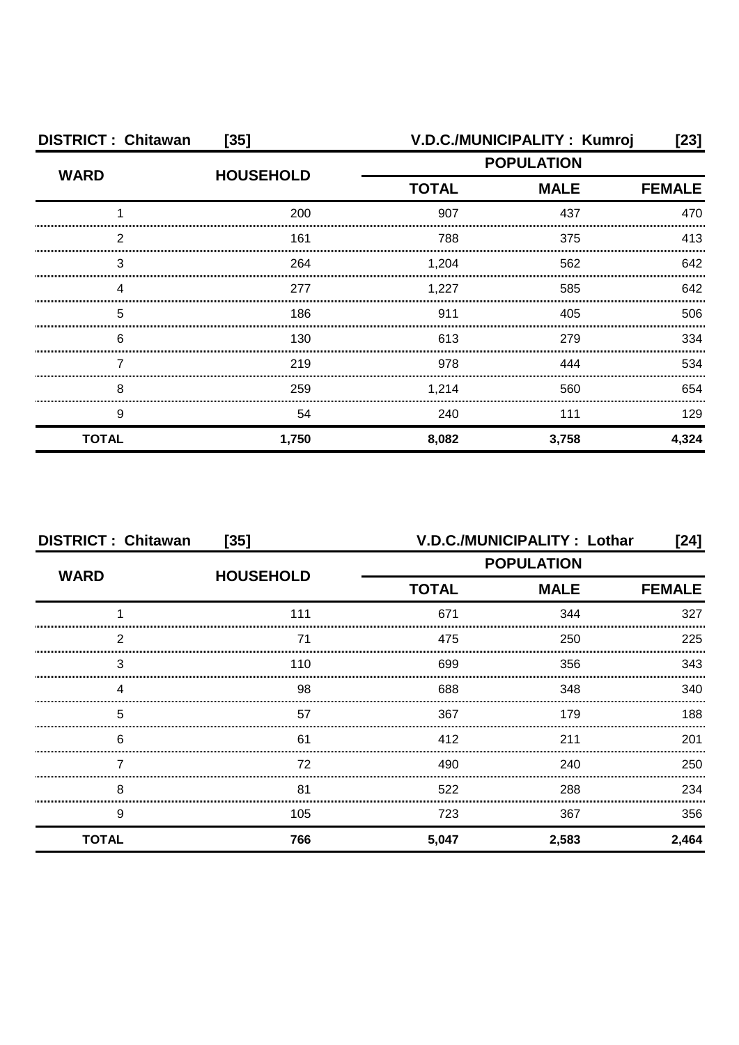**DISTRICT : Chitawan [35]** **V.D.C./MUNICIPALITY : Kumroj [23]**

| WARD | HOUSEHOLD | POPULATION | | |
|---|---|---|---|---|
| | | TOTAL | MALE | FEMALE |
| 1 | 200 | 907 | 437 | 470 |
| 2 | 161 | 788 | 375 | 413 |
| 3 | 264 | 1,204 | 562 | 642 |
| 4 | 277 | 1,227 | 585 | 642 |
| 5 | 186 | 911 | 405 | 506 |
| 6 | 130 | 613 | 279 | 334 |
| 7 | 219 | 978 | 444 | 534 |
| 8 | 259 | 1,214 | 560 | 654 |
| 9 | 54 | 240 | 111 | 129 |
| **TOTAL** | **1,750** | **8,082** | **3,758** | **4,324** |

**DISTRICT : Chitawan [35]** **V.D.C./MUNICIPALITY : Lothar [24]**

| WARD | HOUSEHOLD | POPULATION | | |
|---|---|---|---|---|
| | | TOTAL | MALE | FEMALE |
| 1 | 111 | 671 | 344 | 327 |
| 2 | 71 | 475 | 250 | 225 |
| 3 | 110 | 699 | 356 | 343 |
| 4 | 98 | 688 | 348 | 340 |
| 5 | 57 | 367 | 179 | 188 |
| 6 | 61 | 412 | 211 | 201 |
| 7 | 72 | 490 | 240 | 250 |
| 8 | 81 | 522 | 288 | 234 |
| 9 | 105 | 723 | 367 | 356 |
| **TOTAL** | **766** | **5,047** | **2,583** | **2,464** |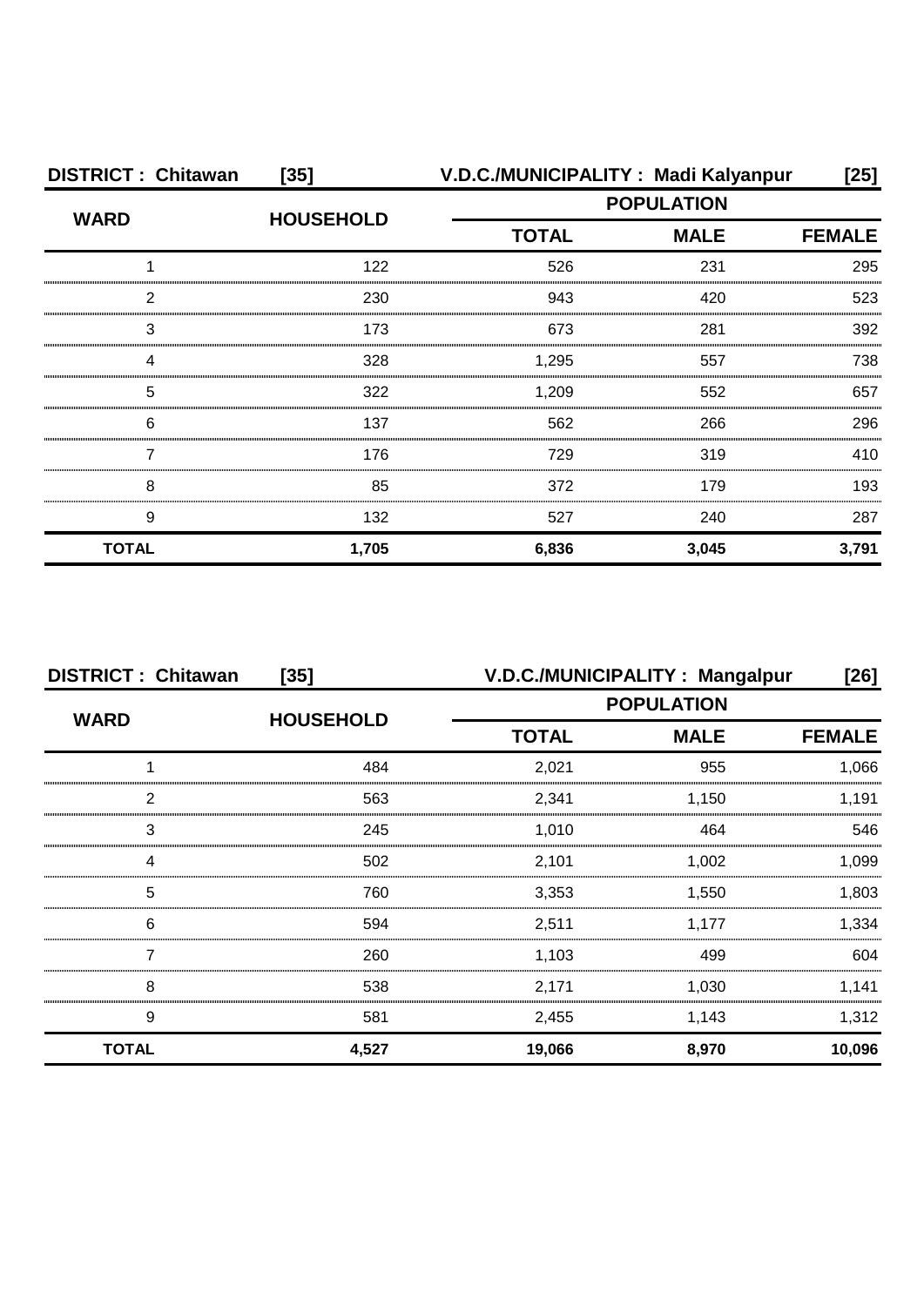**DISTRICT : Chitawan [35] V.D.C./MUNICIPALITY : Madi Kalyanpur [25]**

| WARD | HOUSEHOLD | POPULATION | | |
|---|---|---|---|---|
| | | TOTAL | MALE | FEMALE |
| 1 | 122 | 526 | 231 | 295 |
| 2 | 230 | 943 | 420 | 523 |
| 3 | 173 | 673 | 281 | 392 |
| 4 | 328 | 1,295 | 557 | 738 |
| 5 | 322 | 1,209 | 552 | 657 |
| 6 | 137 | 562 | 266 | 296 |
| 7 | 176 | 729 | 319 | 410 |
| 8 | 85 | 372 | 179 | 193 |
| 9 | 132 | 527 | 240 | 287 |
| **TOTAL** | **1,705** | **6,836** | **3,045** | **3,791** |

**DISTRICT : Chitawan [35] V.D.C./MUNICIPALITY : Mangalpur [26]**

| WARD | HOUSEHOLD | POPULATION | | |
|---|---|---|---|---|
| | | TOTAL | MALE | FEMALE |
| 1 | 484 | 2,021 | 955 | 1,066 |
| 2 | 563 | 2,341 | 1,150 | 1,191 |
| 3 | 245 | 1,010 | 464 | 546 |
| 4 | 502 | 2,101 | 1,002 | 1,099 |
| 5 | 760 | 3,353 | 1,550 | 1,803 |
| 6 | 594 | 2,511 | 1,177 | 1,334 |
| 7 | 260 | 1,103 | 499 | 604 |
| 8 | 538 | 2,171 | 1,030 | 1,141 |
| 9 | 581 | 2,455 | 1,143 | 1,312 |
| **TOTAL** | **4,527** | **19,066** | **8,970** | **10,096** |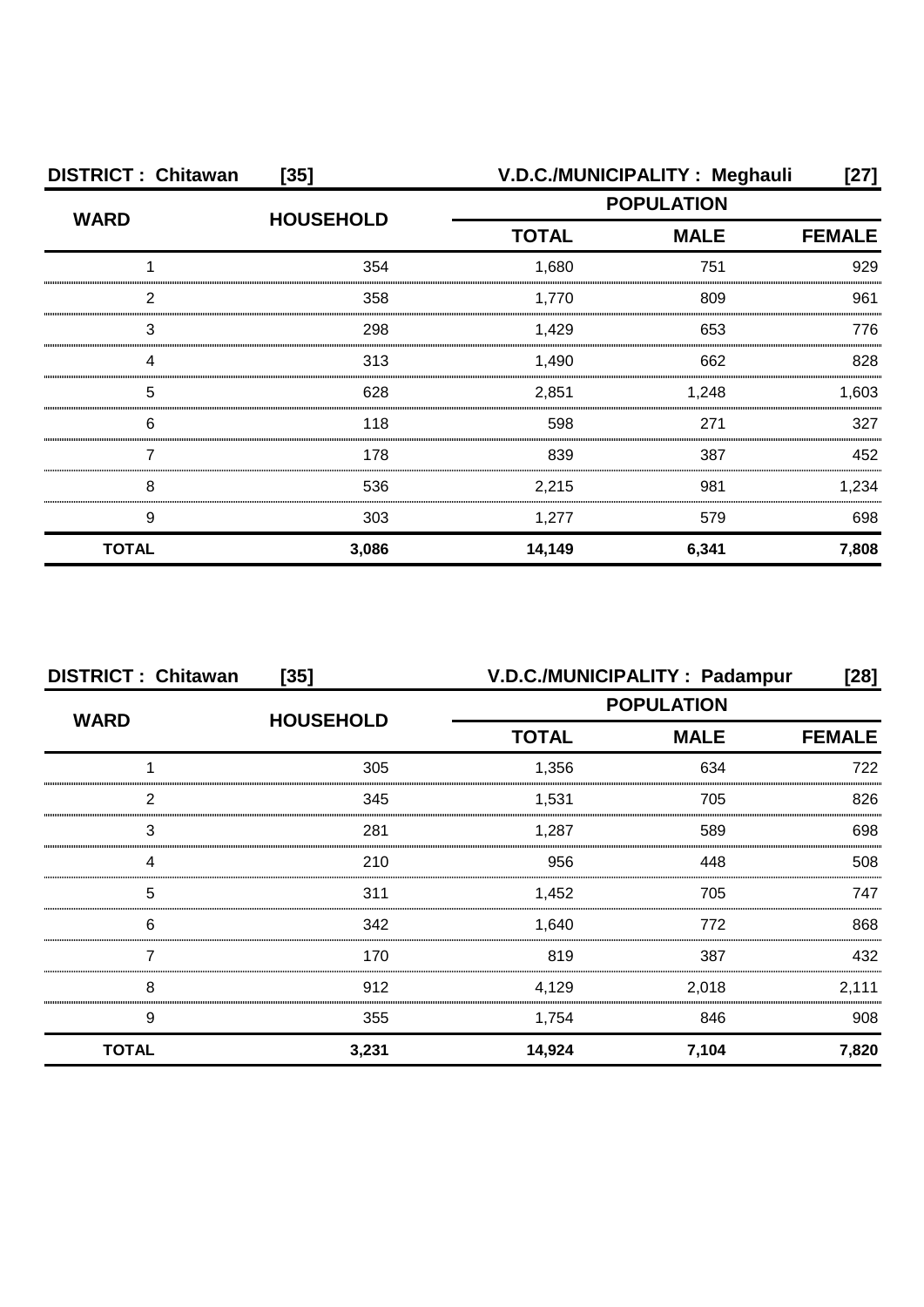| DISTRICT : Chitawan [35] | | V.D.C./MUNICIPALITY : Meghauli [27] | | |
|---|---|---|---|---|
| WARD | HOUSEHOLD | POPULATION | | |
| | | TOTAL | MALE | FEMALE |
| 1 | 354 | 1,680 | 751 | 929 |
| 2 | 358 | 1,770 | 809 | 961 |
| 3 | 298 | 1,429 | 653 | 776 |
| 4 | 313 | 1,490 | 662 | 828 |
| 5 | 628 | 2,851 | 1,248 | 1,603 |
| 6 | 118 | 598 | 271 | 327 |
| 7 | 178 | 839 | 387 | 452 |
| 8 | 536 | 2,215 | 981 | 1,234 |
| 9 | 303 | 1,277 | 579 | 698 |
| **TOTAL** | **3,086** | **14,149** | **6,341** | **7,808** |

| DISTRICT : Chitawan [35] | | V.D.C./MUNICIPALITY : Padampur [28] | | |
|---|---|---|---|---|
| WARD | HOUSEHOLD | POPULATION | | |
| | | TOTAL | MALE | FEMALE |
| 1 | 305 | 1,356 | 634 | 722 |
| 2 | 345 | 1,531 | 705 | 826 |
| 3 | 281 | 1,287 | 589 | 698 |
| 4 | 210 | 956 | 448 | 508 |
| 5 | 311 | 1,452 | 705 | 747 |
| 6 | 342 | 1,640 | 772 | 868 |
| 7 | 170 | 819 | 387 | 432 |
| 8 | 912 | 4,129 | 2,018 | 2,111 |
| 9 | 355 | 1,754 | 846 | 908 |
| **TOTAL** | **3,231** | **14,924** | **7,104** | **7,820** |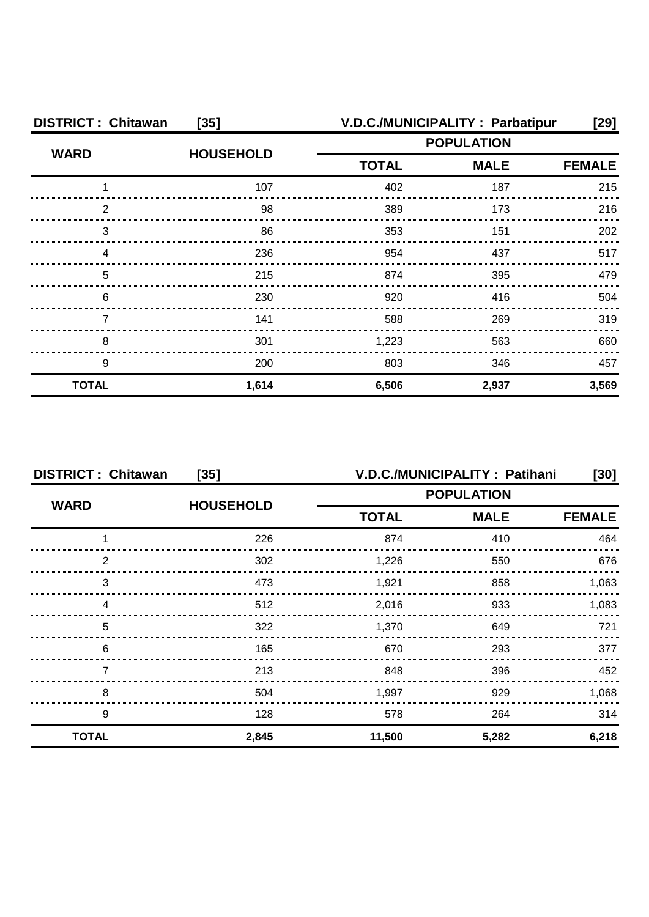**DISTRICT : Chitawan [35]** **V.D.C./MUNICIPALITY : Parbatipur [29]**

| WARD | HOUSEHOLD | POPULATION | | |
|---|---|---|---|---|
| | | TOTAL | MALE | FEMALE |
| 1 | 107 | 402 | 187 | 215 |
| 2 | 98 | 389 | 173 | 216 |
| 3 | 86 | 353 | 151 | 202 |
| 4 | 236 | 954 | 437 | 517 |
| 5 | 215 | 874 | 395 | 479 |
| 6 | 230 | 920 | 416 | 504 |
| 7 | 141 | 588 | 269 | 319 |
| 8 | 301 | 1,223 | 563 | 660 |
| 9 | 200 | 803 | 346 | 457 |
| **TOTAL** | **1,614** | **6,506** | **2,937** | **3,569** |

**DISTRICT : Chitawan [35]** **V.D.C./MUNICIPALITY : Patihani [30]**

| WARD | HOUSEHOLD | POPULATION | | |
|---|---|---|---|---|
| | | TOTAL | MALE | FEMALE |
| 1 | 226 | 874 | 410 | 464 |
| 2 | 302 | 1,226 | 550 | 676 |
| 3 | 473 | 1,921 | 858 | 1,063 |
| 4 | 512 | 2,016 | 933 | 1,083 |
| 5 | 322 | 1,370 | 649 | 721 |
| 6 | 165 | 670 | 293 | 377 |
| 7 | 213 | 848 | 396 | 452 |
| 8 | 504 | 1,997 | 929 | 1,068 |
| 9 | 128 | 578 | 264 | 314 |
| **TOTAL** | **2,845** | **11,500** | **5,282** | **6,218** |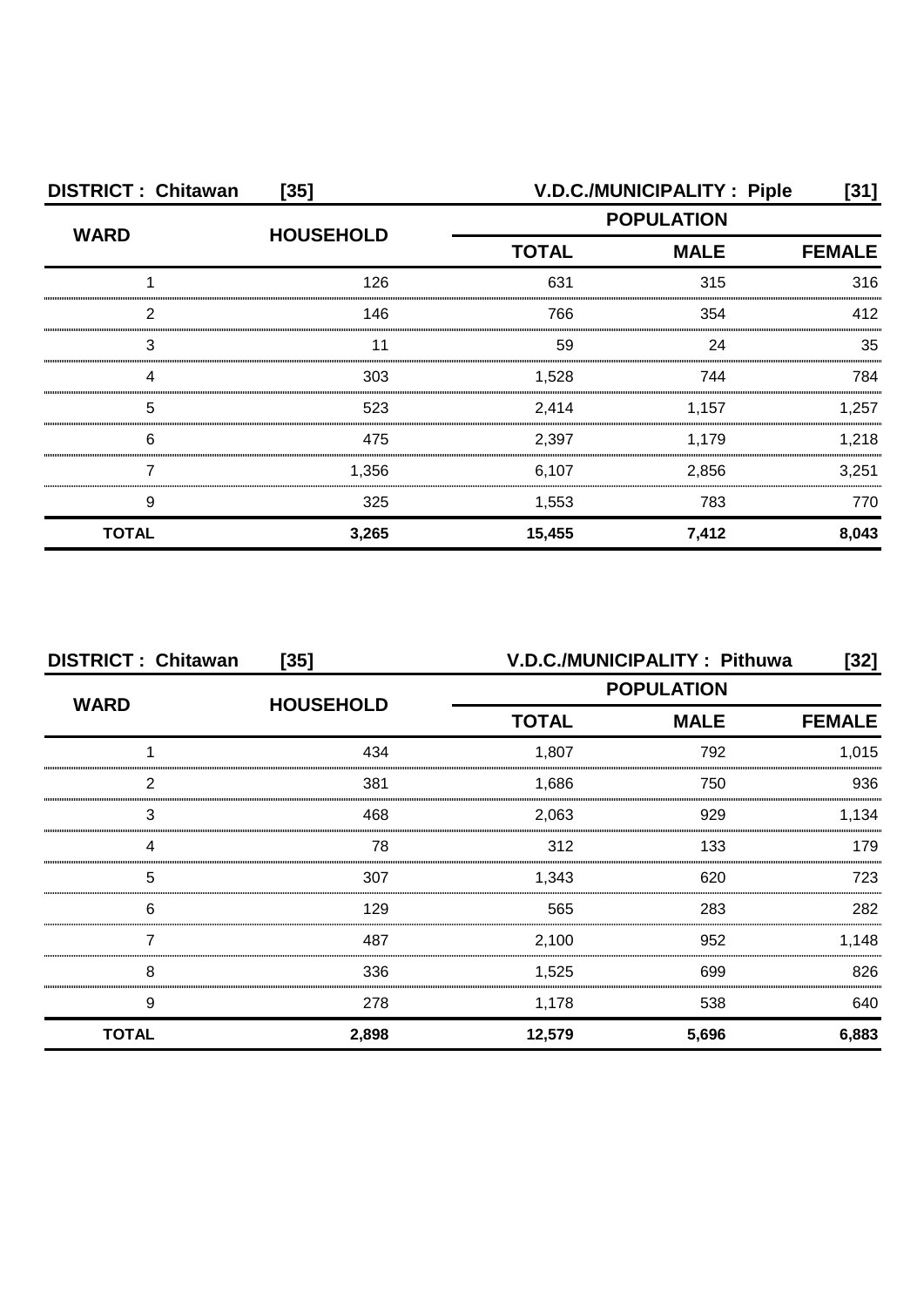**DISTRICT : Chitawan [35]** **V.D.C./MUNICIPALITY : Piple [31]**

| WARD | HOUSEHOLD | POPULATION | | |
|---|---|---|---|---|
| | | TOTAL | MALE | FEMALE |
| 1 | 126 | 631 | 315 | 316 |
| 2 | 146 | 766 | 354 | 412 |
| 3 | 11 | 59 | 24 | 35 |
| 4 | 303 | 1,528 | 744 | 784 |
| 5 | 523 | 2,414 | 1,157 | 1,257 |
| 6 | 475 | 2,397 | 1,179 | 1,218 |
| 7 | 1,356 | 6,107 | 2,856 | 3,251 |
| 9 | 325 | 1,553 | 783 | 770 |
| **TOTAL** | **3,265** | **15,455** | **7,412** | **8,043** |

**DISTRICT : Chitawan [35]** **V.D.C./MUNICIPALITY : Pithuwa [32]**

| WARD | HOUSEHOLD | POPULATION | | |
|---|---|---|---|---|
| | | TOTAL | MALE | FEMALE |
| 1 | 434 | 1,807 | 792 | 1,015 |
| 2 | 381 | 1,686 | 750 | 936 |
| 3 | 468 | 2,063 | 929 | 1,134 |
| 4 | 78 | 312 | 133 | 179 |
| 5 | 307 | 1,343 | 620 | 723 |
| 6 | 129 | 565 | 283 | 282 |
| 7 | 487 | 2,100 | 952 | 1,148 |
| 8 | 336 | 1,525 | 699 | 826 |
| 9 | 278 | 1,178 | 538 | 640 |
| **TOTAL** | **2,898** | **12,579** | **5,696** | **6,883** |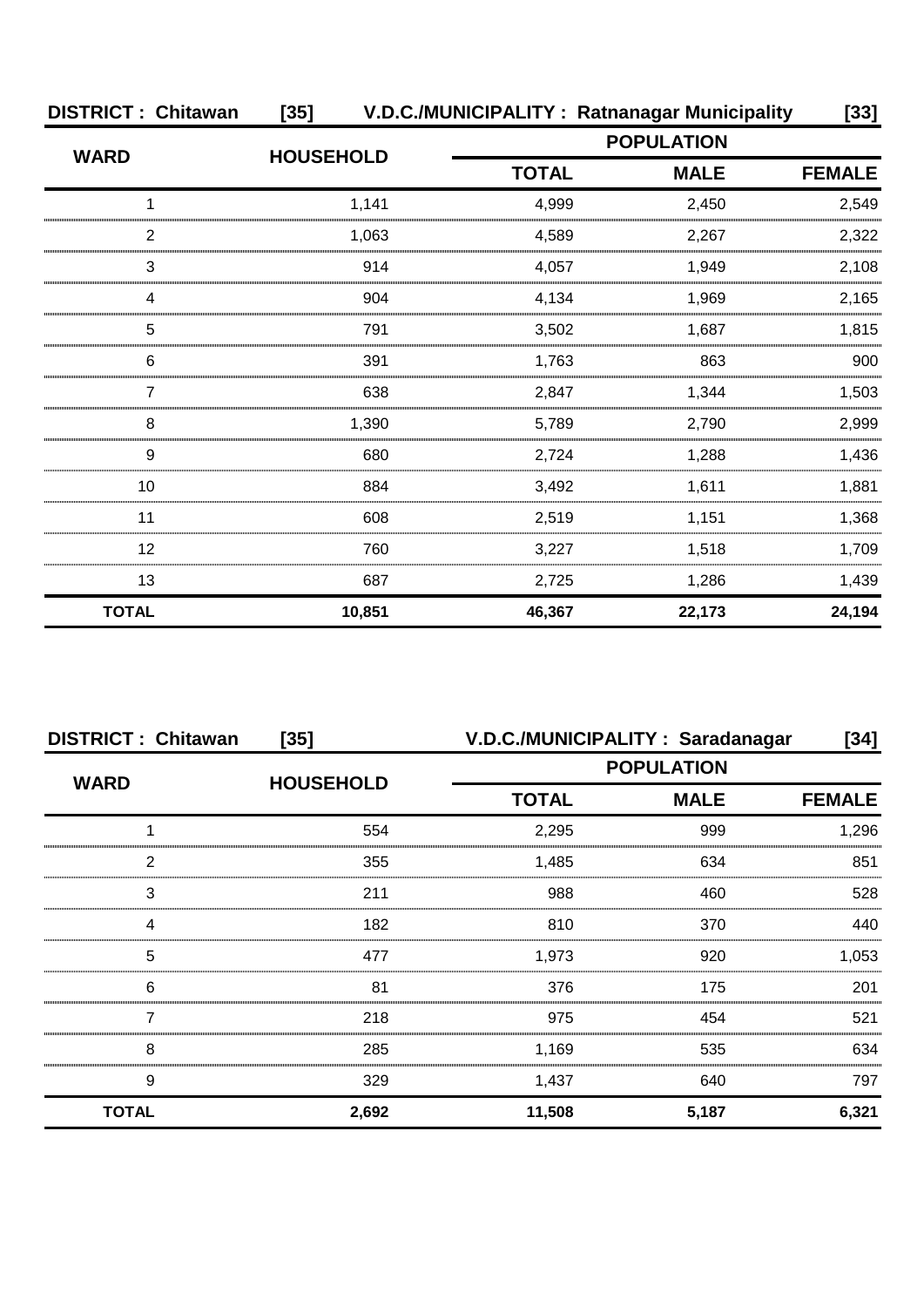**DISTRICT : Chitawan [35] V.D.C./MUNICIPALITY : Ratnanagar Municipality [33]**

| WARD | HOUSEHOLD | POPULATION | | |
|---|---|---|---|---|
| | | TOTAL | MALE | FEMALE |
| 1 | 1,141 | 4,999 | 2,450 | 2,549 |
| 2 | 1,063 | 4,589 | 2,267 | 2,322 |
| 3 | 914 | 4,057 | 1,949 | 2,108 |
| 4 | 904 | 4,134 | 1,969 | 2,165 |
| 5 | 791 | 3,502 | 1,687 | 1,815 |
| 6 | 391 | 1,763 | 863 | 900 |
| 7 | 638 | 2,847 | 1,344 | 1,503 |
| 8 | 1,390 | 5,789 | 2,790 | 2,999 |
| 9 | 680 | 2,724 | 1,288 | 1,436 |
| 10 | 884 | 3,492 | 1,611 | 1,881 |
| 11 | 608 | 2,519 | 1,151 | 1,368 |
| 12 | 760 | 3,227 | 1,518 | 1,709 |
| 13 | 687 | 2,725 | 1,286 | 1,439 |
| **TOTAL** | **10,851** | **46,367** | **22,173** | **24,194** |

**DISTRICT : Chitawan [35] V.D.C./MUNICIPALITY : Saradanagar [34]**

| WARD | HOUSEHOLD | POPULATION | | |
|---|---|---|---|---|
| | | TOTAL | MALE | FEMALE |
| 1 | 554 | 2,295 | 999 | 1,296 |
| 2 | 355 | 1,485 | 634 | 851 |
| 3 | 211 | 988 | 460 | 528 |
| 4 | 182 | 810 | 370 | 440 |
| 5 | 477 | 1,973 | 920 | 1,053 |
| 6 | 81 | 376 | 175 | 201 |
| 7 | 218 | 975 | 454 | 521 |
| 8 | 285 | 1,169 | 535 | 634 |
| 9 | 329 | 1,437 | 640 | 797 |
| **TOTAL** | **2,692** | **11,508** | **5,187** | **6,321** |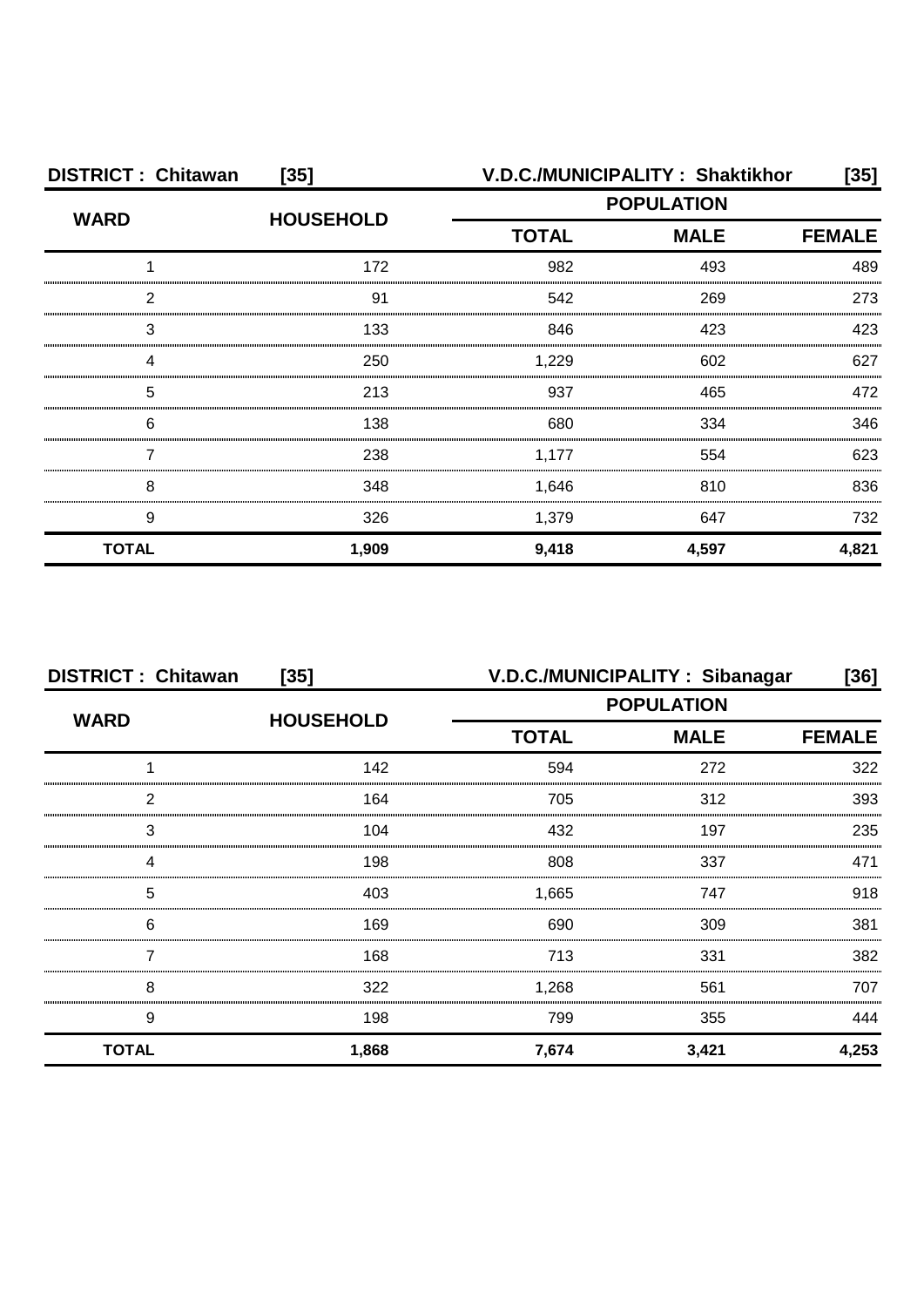**DISTRICT : Chitawan [35] V.D.C./MUNICIPALITY : Shaktikhor [35]**

| WARD | HOUSEHOLD | POPULATION | | |
|---|---|---|---|---|
| | | TOTAL | MALE | FEMALE |
| 1 | 172 | 982 | 493 | 489 |
| 2 | 91 | 542 | 269 | 273 |
| 3 | 133 | 846 | 423 | 423 |
| 4 | 250 | 1,229 | 602 | 627 |
| 5 | 213 | 937 | 465 | 472 |
| 6 | 138 | 680 | 334 | 346 |
| 7 | 238 | 1,177 | 554 | 623 |
| 8 | 348 | 1,646 | 810 | 836 |
| 9 | 326 | 1,379 | 647 | 732 |
| **TOTAL** | **1,909** | **9,418** | **4,597** | **4,821** |

**DISTRICT : Chitawan [35] V.D.C./MUNICIPALITY : Sibanagar [36]**

| WARD | HOUSEHOLD | POPULATION | | |
|---|---|---|---|---|
| | | TOTAL | MALE | FEMALE |
| 1 | 142 | 594 | 272 | 322 |
| 2 | 164 | 705 | 312 | 393 |
| 3 | 104 | 432 | 197 | 235 |
| 4 | 198 | 808 | 337 | 471 |
| 5 | 403 | 1,665 | 747 | 918 |
| 6 | 169 | 690 | 309 | 381 |
| 7 | 168 | 713 | 331 | 382 |
| 8 | 322 | 1,268 | 561 | 707 |
| 9 | 198 | 799 | 355 | 444 |
| **TOTAL** | **1,868** | **7,674** | **3,421** | **4,253** |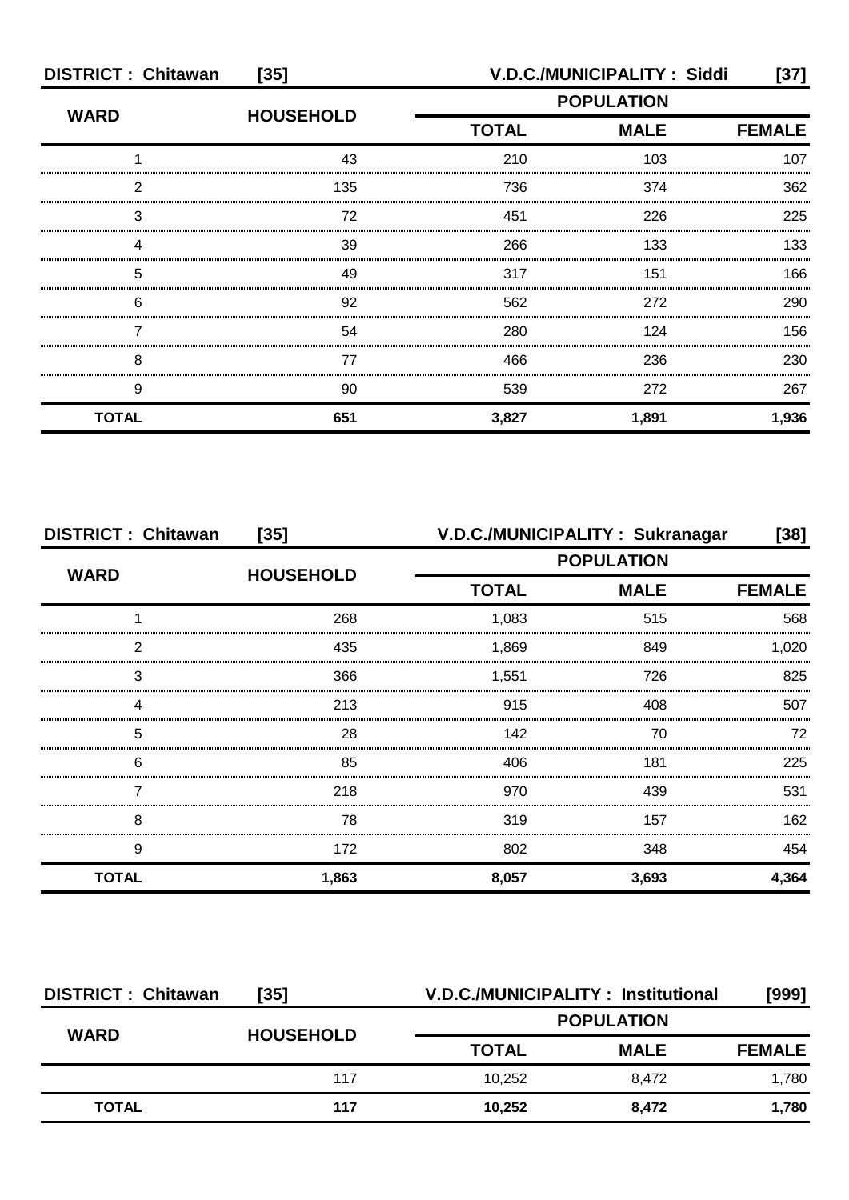**DISTRICT : Chitawan [35] V.D.C./MUNICIPALITY : Siddi [37]**

| WARD | HOUSEHOLD | POPULATION | | |
|---|---|---|---|---|
| | | TOTAL | MALE | FEMALE |
| 1 | 43 | 210 | 103 | 107 |
| 2 | 135 | 736 | 374 | 362 |
| 3 | 72 | 451 | 226 | 225 |
| 4 | 39 | 266 | 133 | 133 |
| 5 | 49 | 317 | 151 | 166 |
| 6 | 92 | 562 | 272 | 290 |
| 7 | 54 | 280 | 124 | 156 |
| 8 | 77 | 466 | 236 | 230 |
| 9 | 90 | 539 | 272 | 267 |
| **TOTAL** | **651** | **3,827** | **1,891** | **1,936** |

**DISTRICT : Chitawan [35] V.D.C./MUNICIPALITY : Sukranagar [38]**

| WARD | HOUSEHOLD | POPULATION | | |
|---|---|---|---|---|
| | | TOTAL | MALE | FEMALE |
| 1 | 268 | 1,083 | 515 | 568 |
| 2 | 435 | 1,869 | 849 | 1,020 |
| 3 | 366 | 1,551 | 726 | 825 |
| 4 | 213 | 915 | 408 | 507 |
| 5 | 28 | 142 | 70 | 72 |
| 6 | 85 | 406 | 181 | 225 |
| 7 | 218 | 970 | 439 | 531 |
| 8 | 78 | 319 | 157 | 162 |
| 9 | 172 | 802 | 348 | 454 |
| **TOTAL** | **1,863** | **8,057** | **3,693** | **4,364** |

**DISTRICT : Chitawan [35] V.D.C./MUNICIPALITY : Institutional [999]**

| WARD | HOUSEHOLD | POPULATION | | |
|---|---|---|---|---|
| | | TOTAL | MALE | FEMALE |
| | 117 | 10,252 | 8,472 | 1,780 |
| **TOTAL** | **117** | **10,252** | **8,472** | **1,780** |